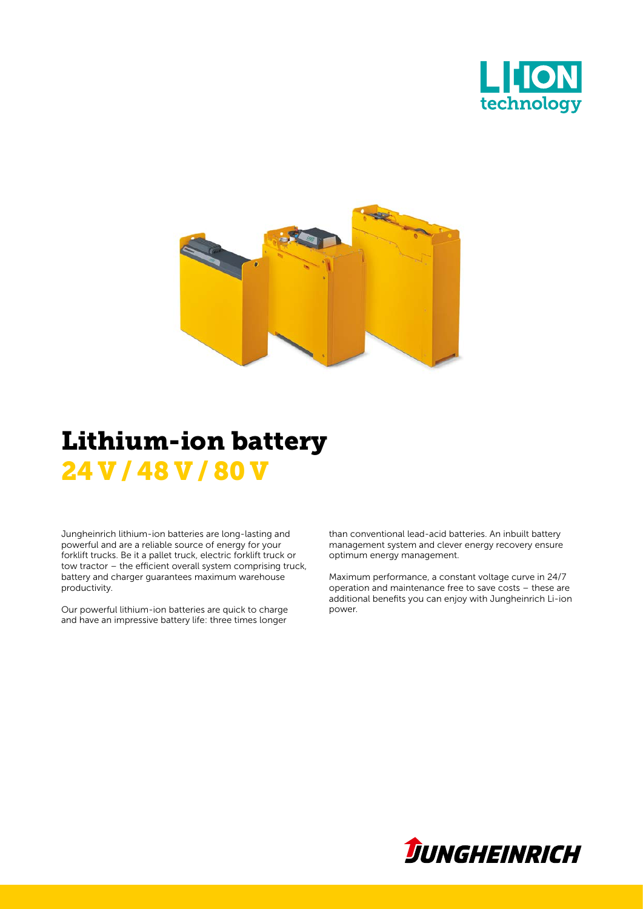# Lithium-ion battery

## 24 V / 48 V / 80 V

Jungheinrich lithium-ion batteries are long-lasting and powerful and are a reliable source of energy for your forklift trucks. Be it a pallet truck, electric forklift truck or tow tractor – the efficient overall system comprising truck, battery and charger guarantees maximum warehouse productivity.

Our powerful lithium-ion batteries are quick to charge and have an impressive battery life: three times longer than conventional lead-acid batteries. An inbuilt battery management system and clever energy recovery ensure optimum energy management.

Maximum performance, a constant voltage curve in 24/7 operation and maintenance free to save costs – these are additional benefits you can enjoy with Jungheinrich Li-ion power.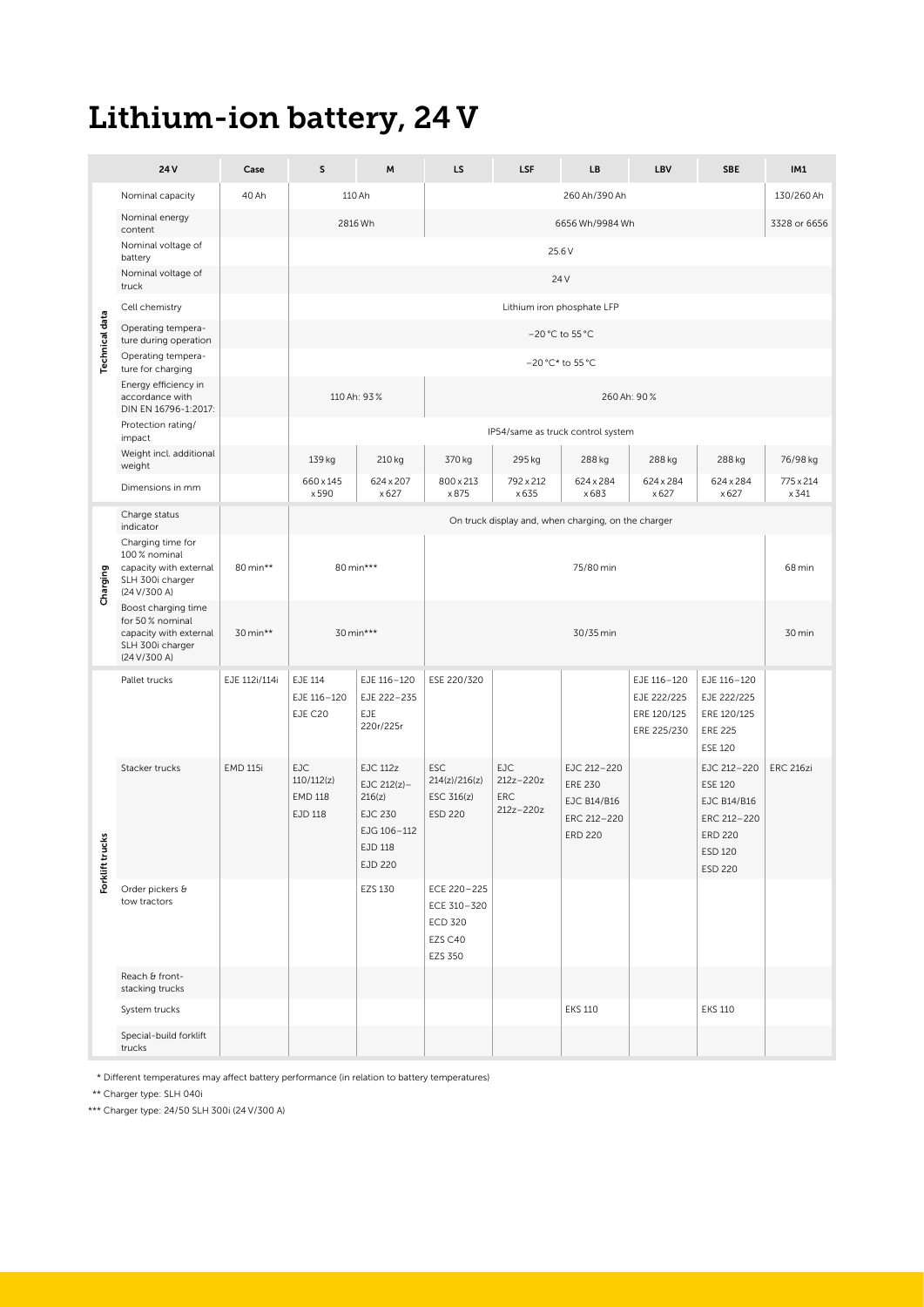# Lithium-ion battery, 24 V

| | 24 V | Case | S | M | LS | LSF | LB | LBV | SBE | IM1 |
|---|---|---|---|---|---|---|---|---|---|---|
| Technical data | Nominal capacity | 40 Ah | 110 Ah | | 260 Ah/390 Ah | | | | | 130/260 Ah |
| | Nominal energy content | | 2816 Wh | | 6656 Wh/9984 Wh | | | | | 3328 or 6656 |
| | Nominal voltage of battery | | 25.6 V | | | | | | | |
| | Nominal voltage of truck | | 24 V | | | | | | | |
| | Cell chemistry | | Lithium iron phosphate LFP | | | | | | | |
| | Operating temperature during operation | | −20 °C to 55 °C | | | | | | | |
| | Operating temperature for charging | | −20 °C* to 55 °C | | | | | | | |
| | Energy efficiency in accordance with DIN EN 16796-1:2017: | | 110 Ah: 93 % | | 260 Ah: 90 % | | | | | |
| | Protection rating/impact | | IP54/same as truck control system | | | | | | | |
| | Weight incl. additional weight | | 139 kg | 210 kg | 370 kg | 295 kg | 288 kg | 288 kg | 288 kg | 76/98 kg |
| | Dimensions in mm | | 660 x 145 x 590 | 624 x 207 x 627 | 800 x 213 x 875 | 792 x 212 x 635 | 624 x 284 x 683 | 624 x 284 x 627 | 624 x 284 x 627 | 775 x 214 x 341 |
| Charging | Charge status indicator | | On truck display and, when charging, on the charger | | | | | | | |
| | Charging time for 100 % nominal capacity with external SLH 300i charger (24 V/300 A) | 80 min** | 80 min*** | | 75/80 min | | | | | 68 min |
| | Boost charging time for 50 % nominal capacity with external SLH 300i charger (24 V/300 A) | 30 min** | 30 min*** | | 30/35 min | | | | | 30 min |
| Forklift trucks | Pallet trucks | EJE 112i/114i | EJE 114<br>EJE 116–120<br>EJE C20 | EJE 116–120<br>EJE 222–235<br>EJE 220r/225r | ESE 220/320 | | | EJE 116–120<br>EJE 222/225<br>ERE 120/125<br>ERE 225/230 | EJE 116–120<br>EJE 222/225<br>ERE 120/125<br>ERE 225<br>ESE 120 | |
| | Stacker trucks | EMD 115i | EJC 110/112(z)<br>EMD 118<br>EJD 118 | EJC 112z<br>EJC 212(z)–216(z)<br>EJC 230<br>EJG 106–112<br>EJD 118<br>EJD 220 | ESC 214(z)/216(z)<br>ESC 316(z)<br>ESD 220 | EJC 212z–220z<br>ERC 212z–220z | EJC 212–220<br>ERE 230<br>EJC B14/B16<br>ERC 212–220<br>ERD 220 | | EJC 212–220<br>ESE 120<br>EJC B14/B16<br>ERC 212–220<br>ERD 220<br>ESD 120<br>ESD 220 | ERC 216zi |
| | Order pickers & tow tractors | | | EZS 130 | ECE 220–225<br>ECE 310–320<br>ECD 320<br>EZS C40<br>EZS 350 | | | | | |
| | Reach & front-stacking trucks | | | | | | | | | |
| | System trucks | | | | | | EKS 110 | | EKS 110 | |
| | Special-build forklift trucks | | | | | | | | | |

\* Different temperatures may affect battery performance (in relation to battery temperatures)

** Charger type: SLH 040i

*** Charger type: 24/50 SLH 300i (24 V/300 A)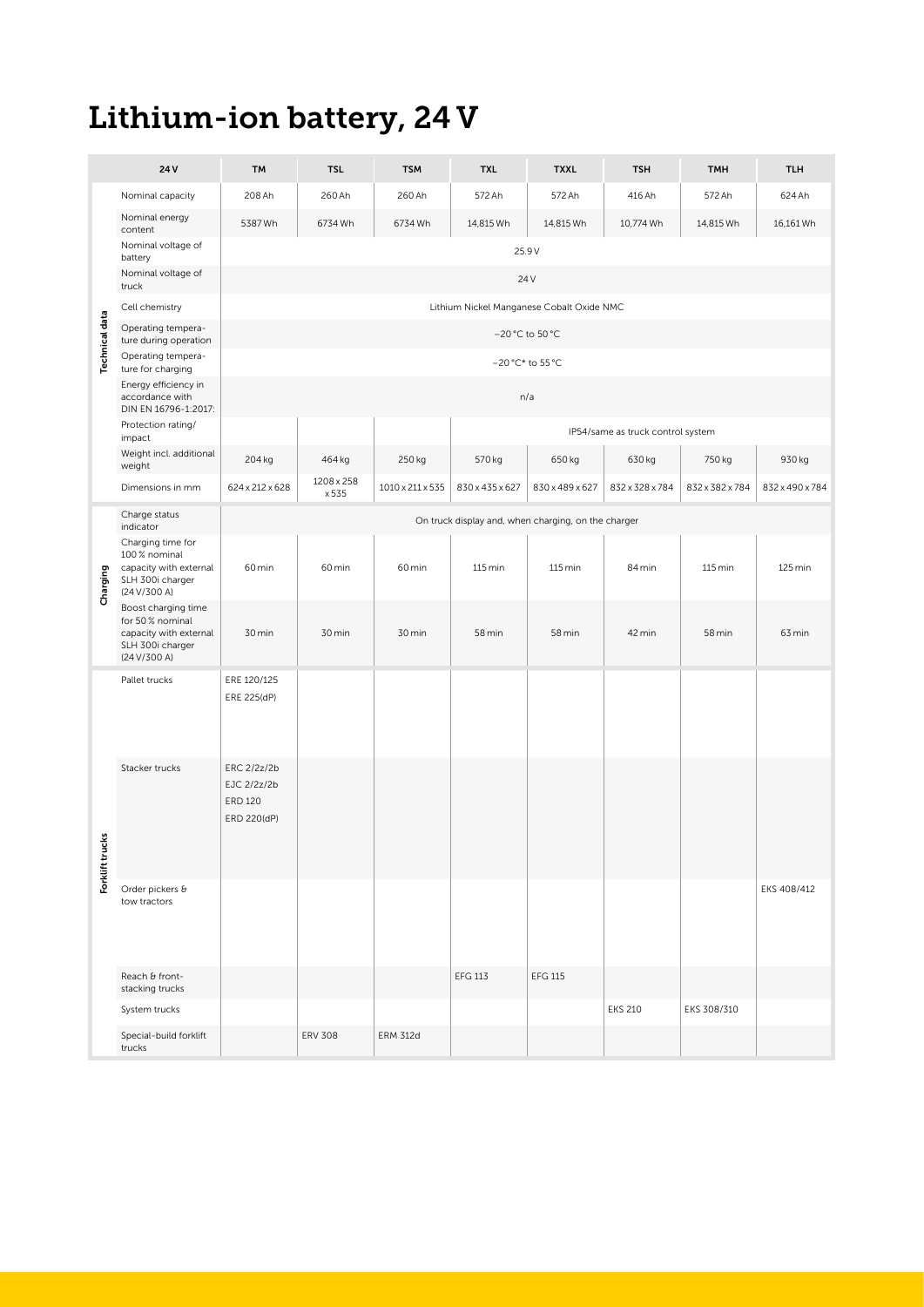# Lithium-ion battery, 24 V

| | 24 V | TM | TSL | TSM | TXL | TXXL | TSH | TMH | TLH |
|---|---|---|---|---|---|---|---|---|---|
| Technical data | Nominal capacity | 208 Ah | 260 Ah | 260 Ah | 572 Ah | 572 Ah | 416 Ah | 572 Ah | 624 Ah |
| | Nominal energy content | 5387 Wh | 6734 Wh | 6734 Wh | 14,815 Wh | 14,815 Wh | 10,774 Wh | 14,815 Wh | 16,161 Wh |
| | Nominal voltage of battery | 25.9 V | | | | | | | |
| | Nominal voltage of truck | 24 V | | | | | | | |
| | Cell chemistry | Lithium Nickel Manganese Cobalt Oxide NMC | | | | | | | |
| | Operating temperature during operation | −20 °C to 50 °C | | | | | | | |
| | Operating temperature for charging | −20 °C* to 55 °C | | | | | | | |
| | Energy efficiency in accordance with DIN EN 16796-1:2017: | n/a | | | | | | | |
| | Protection rating/impact | | | | IP54/same as truck control system | | | | |
| | Weight incl. additional weight | 204 kg | 464 kg | 250 kg | 570 kg | 650 kg | 630 kg | 750 kg | 930 kg |
| | Dimensions in mm | 624 x 212 x 628 | 1208 x 258 x 535 | 1010 x 211 x 535 | 830 x 435 x 627 | 830 x 489 x 627 | 832 x 328 x 784 | 832 x 382 x 784 | 832 x 490 x 784 |
| Charging | Charge status indicator | On truck display and, when charging, on the charger | | | | | | | |
| | Charging time for 100 % nominal capacity with external SLH 300i charger (24 V/300 A) | 60 min | 60 min | 60 min | 115 min | 115 min | 84 min | 115 min | 125 min |
| | Boost charging time for 50 % nominal capacity with external SLH 300i charger (24 V/300 A) | 30 min | 30 min | 30 min | 58 min | 58 min | 42 min | 58 min | 63 min |
| Forklift trucks | Pallet trucks | ERE 120/125<br>ERE 225(dP) | | | | | | | |
| | Stacker trucks | ERC 2/2z/2b<br>EJC 2/2z/2b<br>ERD 120<br>ERD 220(dP) | | | | | | | |
| | Order pickers & tow tractors | | | | | | | | EKS 408/412 |
| | Reach & front-stacking trucks | | | | EFG 113 | EFG 115 | | | |
| | System trucks | | | | | | EKS 210 | EKS 308/310 | |
| | Special-build forklift trucks | | ERV 308 | ERM 312d | | | | | |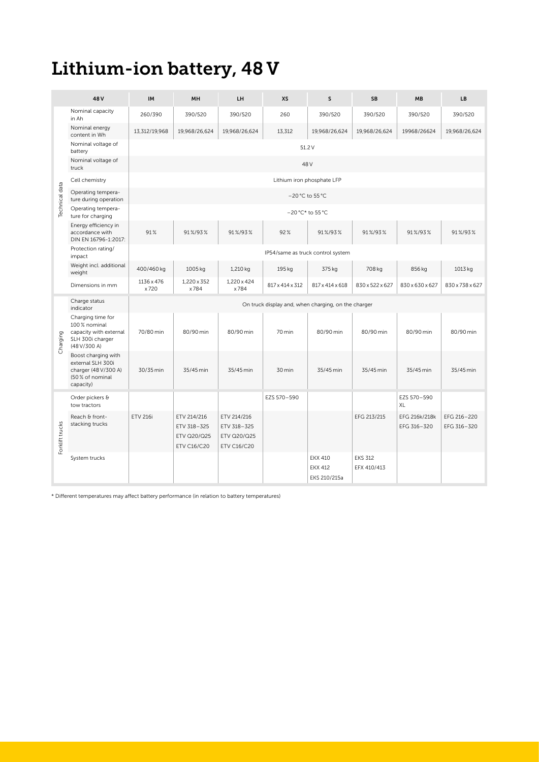# Lithium-ion battery, 48 V

| | 48 V | IM | MH | LH | XS | S | SB | MB | LB |
|---|---|---|---|---|---|---|---|---|---|
| Technical data | Nominal capacity in Ah | 260/390 | 390/520 | 390/520 | 260 | 390/520 | 390/520 | 390/520 | 390/520 |
| | Nominal energy content in Wh | 13,312/19,968 | 19,968/26,624 | 19,968/26,624 | 13,312 | 19,968/26,624 | 19,968/26,624 | 19968/26624 | 19,968/26,624 |
| | Nominal voltage of battery | 51.2 V | | | | | | | |
| | Nominal voltage of truck | 48 V | | | | | | | |
| | Cell chemistry | Lithium iron phosphate LFP | | | | | | | |
| | Operating temperature during operation | −20 °C to 55 °C | | | | | | | |
| | Operating temperature for charging | −20 °C* to 55 °C | | | | | | | |
| | Energy efficiency in accordance with DIN EN 16796-1:2017: | 91 % | 91 %/93 % | 91 %/93 % | 92 % | 91 %/93 % | 91 %/93 % | 91 %/93 % | 91 %/93 % |
| | Protection rating/impact | IP54/same as truck control system | | | | | | | |
| | Weight incl. additional weight | 400/460 kg | 1005 kg | 1,210 kg | 195 kg | 375 kg | 708 kg | 856 kg | 1013 kg |
| | Dimensions in mm | 1136 x 476 x 720 | 1,220 x 352 x 784 | 1,220 x 424 x 784 | 817 x 414 x 312 | 817 x 414 x 618 | 830 x 522 x 627 | 830 x 630 x 627 | 830 x 738 x 627 |
| Charging | Charge status indicator | On truck display and, when charging, on the charger | | | | | | | |
| | Charging time for 100 % nominal capacity with external SLH 300i charger (48 V/300 A) | 70/80 min | 80/90 min | 80/90 min | 70 min | 80/90 min | 80/90 min | 80/90 min | 80/90 min |
| | Boost charging with external SLH 300i charger (48 V/300 A) (50 % of nominal capacity) | 30/35 min | 35/45 min | 35/45 min | 30 min | 35/45 min | 35/45 min | 35/45 min | 35/45 min |
| Forklift trucks | Order pickers & tow tractors | | | | EZS 570–590 | | | EZS 570–590 XL | |
| | Reach & front-stacking trucks | ETV 216i | ETV 214/216<br>ETV 318–325<br>ETV Q20/Q25<br>ETV C16/C20 | ETV 214/216<br>ETV 318–325<br>ETV Q20/Q25<br>ETV C16/C20 | | | EFG 213/215 | EFG 216k/218k<br>EFG 316–320 | EFG 216–220<br>EFG 316–320 |
| | System trucks | | | | | EKX 410<br>EKX 412<br>EKS 210/215a | EKS 312<br>EFX 410/413 | | |

* Different temperatures may affect battery performance (in relation to battery temperatures)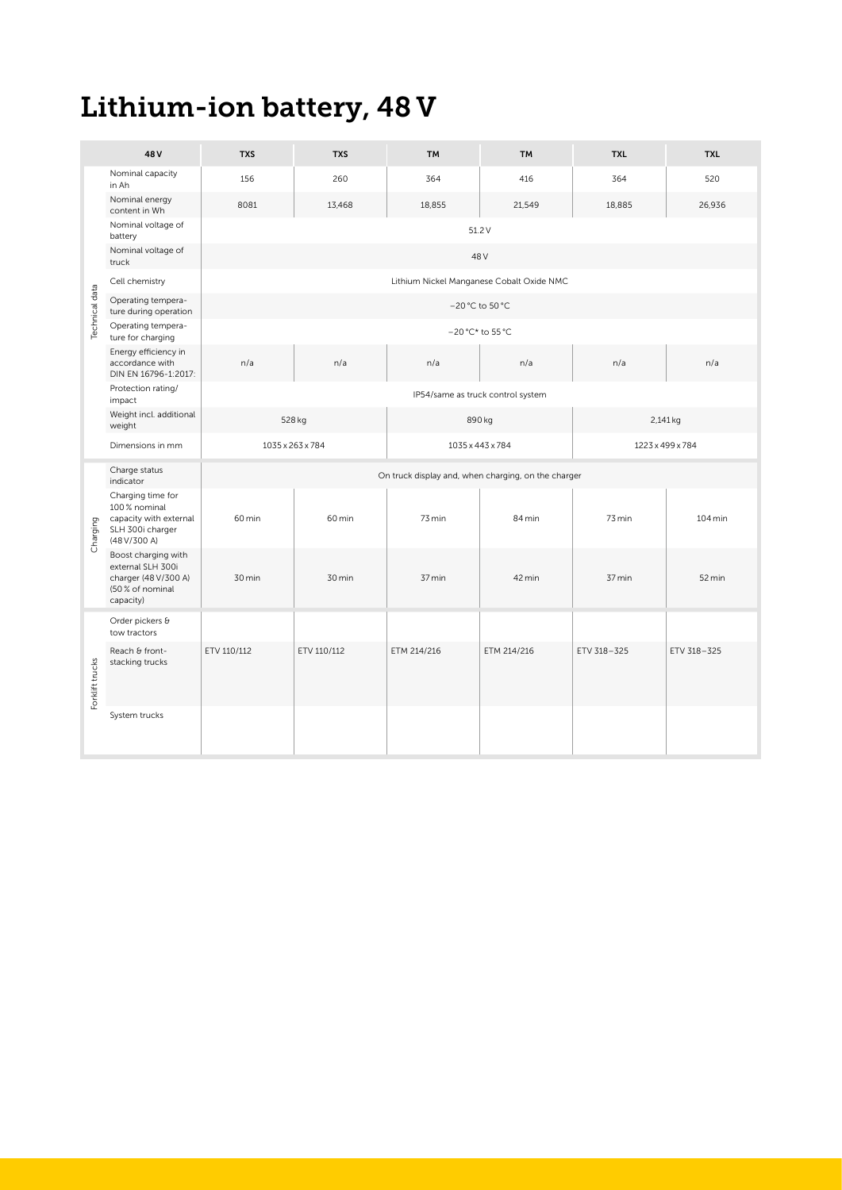# Lithium-ion battery, 48 V

| | 48 V | TXS | TXS | TM | TM | TXL | TXL |
|---|---|---|---|---|---|---|---|
| Technical data | Nominal capacity in Ah | 156 | 260 | 364 | 416 | 364 | 520 |
| | Nominal energy content in Wh | 8081 | 13,468 | 18,855 | 21,549 | 18,885 | 26,936 |
| | Nominal voltage of battery | 51.2 V | | | | | |
| | Nominal voltage of truck | 48 V | | | | | |
| | Cell chemistry | Lithium Nickel Manganese Cobalt Oxide NMC | | | | | |
| | Operating temperature during operation | −20 °C to 50 °C | | | | | |
| | Operating temperature for charging | −20 °C* to 55 °C | | | | | |
| | Energy efficiency in accordance with DIN EN 16796-1:2017: | n/a | n/a | n/a | n/a | n/a | n/a |
| | Protection rating/ impact | IP54/same as truck control system | | | | | |
| | Weight incl. additional weight | 528 kg | | 890 kg | | 2,141 kg | |
| | Dimensions in mm | 1035 x 263 x 784 | | 1035 x 443 x 784 | | 1223 x 499 x 784 | |
| Charging | Charge status indicator | On truck display and, when charging, on the charger | | | | | |
| | Charging time for 100 % nominal capacity with external SLH 300i charger (48 V/300 A) | 60 min | 60 min | 73 min | 84 min | 73 min | 104 min |
| | Boost charging with external SLH 300i charger (48 V/300 A) (50 % of nominal capacity) | 30 min | 30 min | 37 min | 42 min | 37 min | 52 min |
| Forklift trucks | Order pickers & tow tractors | | | | | | |
| | Reach & front-stacking trucks | ETV 110/112 | ETV 110/112 | ETM 214/216 | ETM 214/216 | ETV 318–325 | ETV 318–325 |
| | System trucks | | | | | | |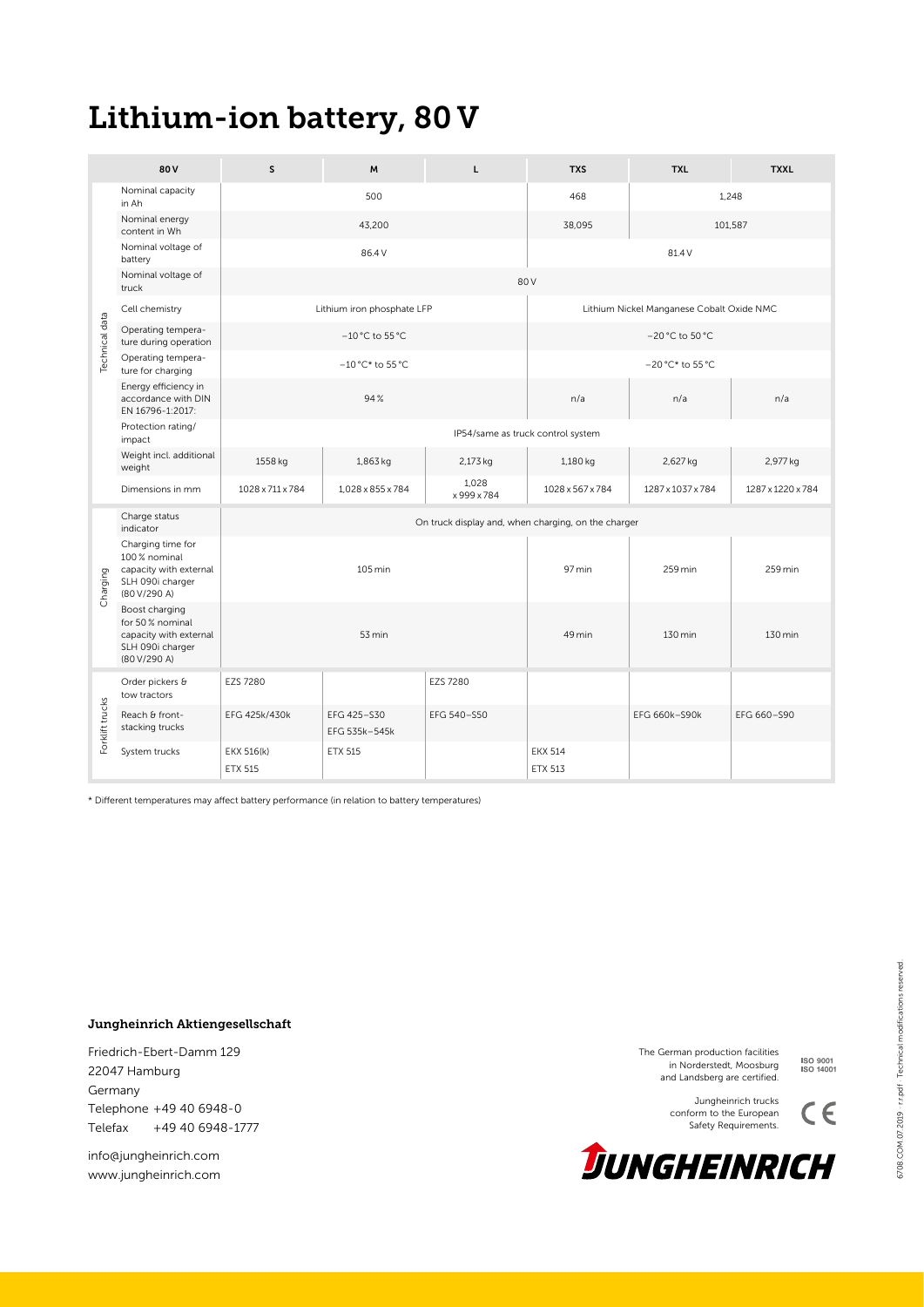# Lithium-ion battery, 80 V

| | 80 V | S | M | L | TXS | TXL | TXXL |
|---|---|---|---|---|---|---|---|
| Technical data | Nominal capacity in Ah | 500 | | | 468 | 1,248 | |
| | Nominal energy content in Wh | 43,200 | | | 38,095 | 101,587 | |
| | Nominal voltage of battery | 86.4 V | | | 81.4 V | | |
| | Nominal voltage of truck | 80 V | | | | | |
| | Cell chemistry | Lithium iron phosphate LFP | | | Lithium Nickel Manganese Cobalt Oxide NMC | | |
| | Operating temperature during operation | −10 °C to 55 °C | | | −20 °C to 50 °C | | |
| | Operating temperature for charging | −10 °C* to 55 °C | | | −20 °C* to 55 °C | | |
| | Energy efficiency in accordance with DIN EN 16796-1:2017: | 94 % | | | n/a | n/a | n/a |
| | Protection rating/ impact | IP54/same as truck control system | | | | | |
| | Weight incl. additional weight | 1558 kg | 1,863 kg | 2,173 kg | 1,180 kg | 2,627 kg | 2,977 kg |
| | Dimensions in mm | 1028 x 711 x 784 | 1,028 x 855 x 784 | 1,028 x 999 x 784 | 1028 x 567 x 784 | 1287 x 1037 x 784 | 1287 x 1220 x 784 |
| Charging | Charge status indicator | On truck display and, when charging, on the charger | | | | | |
| | Charging time for 100 % nominal capacity with external SLH 090i charger (80 V/290 A) | 105 min | | | 97 min | 259 min | 259 min |
| | Boost charging for 50 % nominal capacity with external SLH 090i charger (80 V/290 A) | 53 min | | | 49 min | 130 min | 130 min |
| Forklift trucks | Order pickers & tow tractors | EZS 7280 | | EZS 7280 | | | |
| | Reach & front-stacking trucks | EFG 425k/430k | EFG 425–S30 EFG 535k–545k | EFG 540–S50 | | EFG 660k–S90k | EFG 660–S90 |
| | System trucks | EKX 516(k) ETX 515 | ETX 515 | | EKX 514 ETX 513 | | |

* Different temperatures may affect battery performance (in relation to battery temperatures)

**Jungheinrich Aktiengesellschaft**

Friedrich-Ebert-Damm 129
22047 Hamburg
Germany
Telephone +49 40 6948-0
Telefax +49 40 6948-1777

info@jungheinrich.com
www.jungheinrich.com

The German production facilities in Norderstedt, Moosburg and Landsberg are certified.

ISO 9001
ISO 14001

Jungheinrich trucks conform to the European Safety Requirements.

CE

JUNGHEINRICH

6708.COM 07.2019 · r.r.pdf · Technical modifications reserved.